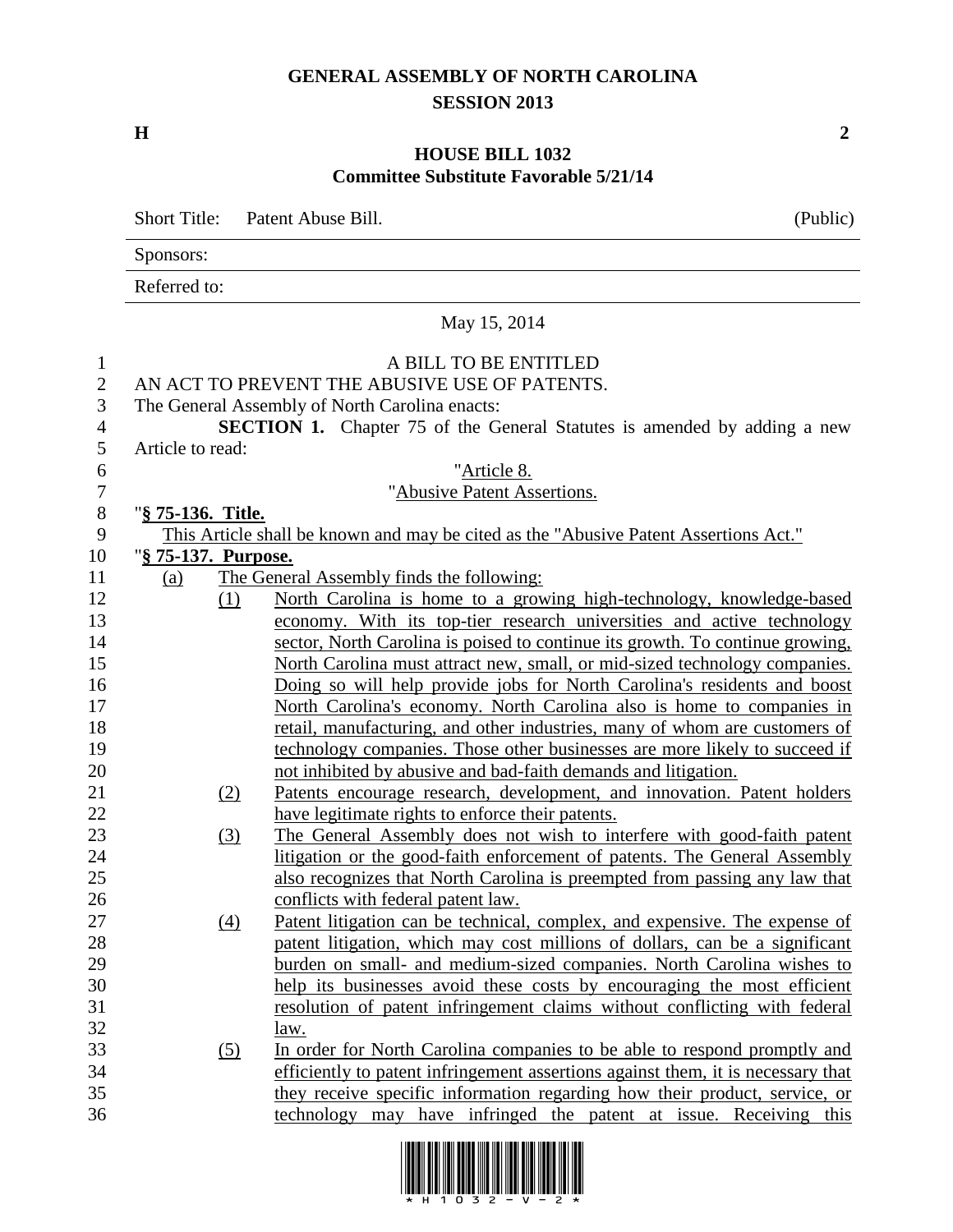# GENERAL ASSEMBLY OF NORTH CAROLINA
## SESSION 2013

**H** **2**

## HOUSE BILL 1032
### Committee Substitute Favorable 5/21/14

Short Title: Patent Abuse Bill. (Public)

Sponsors:

Referred to:

May 15, 2014

A BILL TO BE ENTITLED

AN ACT TO PREVENT THE ABUSIVE USE OF PATENTS.

The General Assembly of North Carolina enacts:

**SECTION 1.** Chapter 75 of the General Statutes is amended by adding a new Article to read:

"Article 8.

"Abusive Patent Assertions.

"**§ 75-136. Title.**

This Article shall be known and may be cited as the "Abusive Patent Assertions Act."

"**§ 75-137. Purpose.**

(a) The General Assembly finds the following:

(1) North Carolina is home to a growing high-technology, knowledge-based economy. With its top-tier research universities and active technology sector, North Carolina is poised to continue its growth. To continue growing, North Carolina must attract new, small, or mid-sized technology companies. Doing so will help provide jobs for North Carolina's residents and boost North Carolina's economy. North Carolina also is home to companies in retail, manufacturing, and other industries, many of whom are customers of technology companies. Those other businesses are more likely to succeed if not inhibited by abusive and bad-faith demands and litigation.

(2) Patents encourage research, development, and innovation. Patent holders have legitimate rights to enforce their patents.

(3) The General Assembly does not wish to interfere with good-faith patent litigation or the good-faith enforcement of patents. The General Assembly also recognizes that North Carolina is preempted from passing any law that conflicts with federal patent law.

(4) Patent litigation can be technical, complex, and expensive. The expense of patent litigation, which may cost millions of dollars, can be a significant burden on small- and medium-sized companies. North Carolina wishes to help its businesses avoid these costs by encouraging the most efficient resolution of patent infringement claims without conflicting with federal law.

(5) In order for North Carolina companies to be able to respond promptly and efficiently to patent infringement assertions against them, it is necessary that they receive specific information regarding how their product, service, or technology may have infringed the patent at issue. Receiving this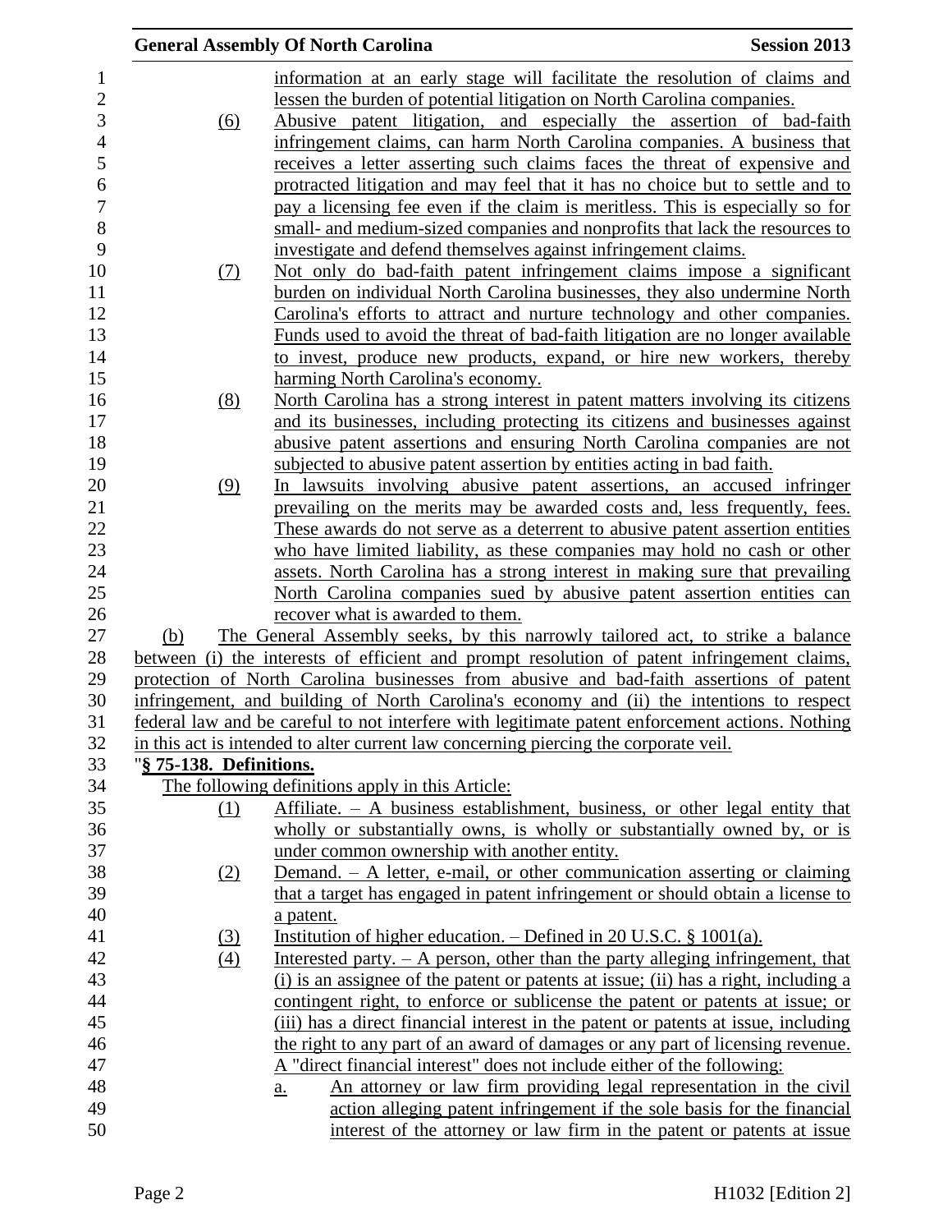information at an early stage will facilitate the resolution of claims and lessen the burden of potential litigation on North Carolina companies.

(6) Abusive patent litigation, and especially the assertion of bad-faith infringement claims, can harm North Carolina companies. A business that receives a letter asserting such claims faces the threat of expensive and protracted litigation and may feel that it has no choice but to settle and to pay a licensing fee even if the claim is meritless. This is especially so for small- and medium-sized companies and nonprofits that lack the resources to investigate and defend themselves against infringement claims.

(7) Not only do bad-faith patent infringement claims impose a significant burden on individual North Carolina businesses, they also undermine North Carolina's efforts to attract and nurture technology and other companies. Funds used to avoid the threat of bad-faith litigation are no longer available to invest, produce new products, expand, or hire new workers, thereby harming North Carolina's economy.

(8) North Carolina has a strong interest in patent matters involving its citizens and its businesses, including protecting its citizens and businesses against abusive patent assertions and ensuring North Carolina companies are not subjected to abusive patent assertion by entities acting in bad faith.

(9) In lawsuits involving abusive patent assertions, an accused infringer prevailing on the merits may be awarded costs and, less frequently, fees. These awards do not serve as a deterrent to abusive patent assertion entities who have limited liability, as these companies may hold no cash or other assets. North Carolina has a strong interest in making sure that prevailing North Carolina companies sued by abusive patent assertion entities can recover what is awarded to them.

(b) The General Assembly seeks, by this narrowly tailored act, to strike a balance between (i) the interests of efficient and prompt resolution of patent infringement claims, protection of North Carolina businesses from abusive and bad-faith assertions of patent infringement, and building of North Carolina's economy and (ii) the intentions to respect federal law and be careful to not interfere with legitimate patent enforcement actions. Nothing in this act is intended to alter current law concerning piercing the corporate veil.

"**§ 75-138. Definitions.**

The following definitions apply in this Article:

(1) Affiliate. – A business establishment, business, or other legal entity that wholly or substantially owns, is wholly or substantially owned by, or is under common ownership with another entity.

(2) Demand. – A letter, e-mail, or other communication asserting or claiming that a target has engaged in patent infringement or should obtain a license to a patent.

(3) Institution of higher education. – Defined in 20 U.S.C. § 1001(a).

(4) Interested party. – A person, other than the party alleging infringement, that (i) is an assignee of the patent or patents at issue; (ii) has a right, including a contingent right, to enforce or sublicense the patent or patents at issue; or (iii) has a direct financial interest in the patent or patents at issue, including the right to any part of an award of damages or any part of licensing revenue. A "direct financial interest" does not include either of the following:

a. An attorney or law firm providing legal representation in the civil action alleging patent infringement if the sole basis for the financial interest of the attorney or law firm in the patent or patents at issue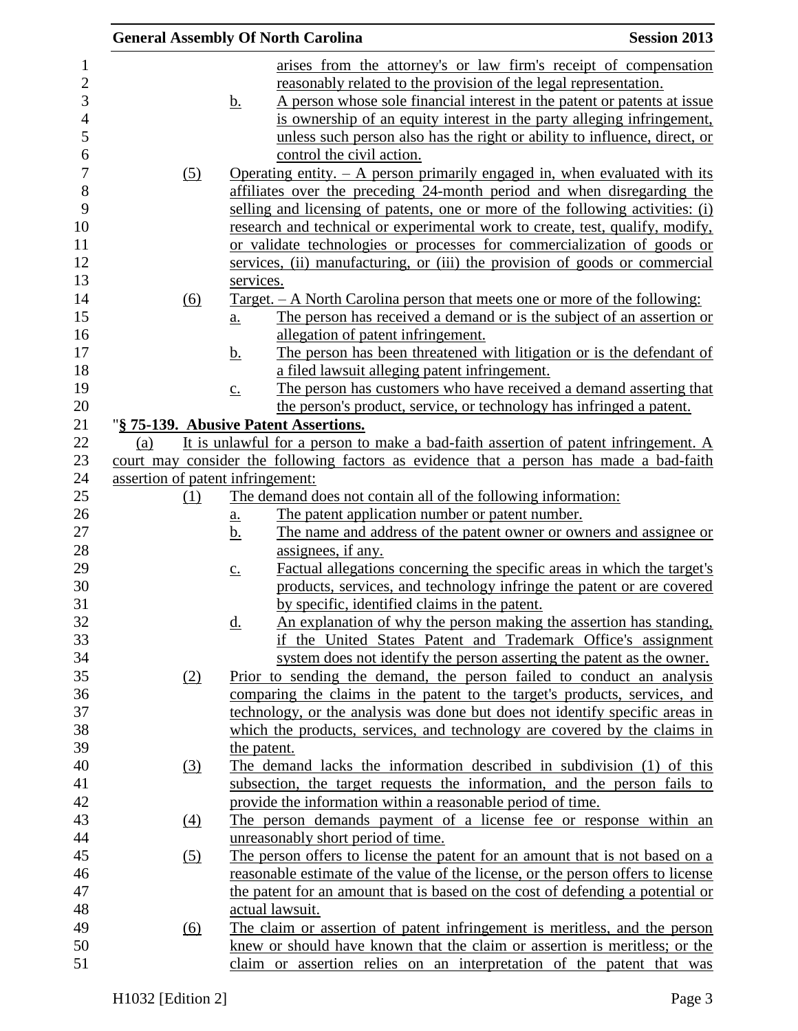arises from the attorney's or law firm's receipt of compensation reasonably related to the provision of the legal representation.

b. A person whose sole financial interest in the patent or patents at issue is ownership of an equity interest in the party alleging infringement, unless such person also has the right or ability to influence, direct, or control the civil action.

(5) Operating entity. – A person primarily engaged in, when evaluated with its affiliates over the preceding 24-month period and when disregarding the selling and licensing of patents, one or more of the following activities: (i) research and technical or experimental work to create, test, qualify, modify, or validate technologies or processes for commercialization of goods or services, (ii) manufacturing, or (iii) the provision of goods or commercial services.

(6) Target. – A North Carolina person that meets one or more of the following:

a. The person has received a demand or is the subject of an assertion or allegation of patent infringement.

b. The person has been threatened with litigation or is the defendant of a filed lawsuit alleging patent infringement.

c. The person has customers who have received a demand asserting that the person's product, service, or technology has infringed a patent.

"**§ 75-139. Abusive Patent Assertions.**

(a) It is unlawful for a person to make a bad-faith assertion of patent infringement. A court may consider the following factors as evidence that a person has made a bad-faith assertion of patent infringement:

(1) The demand does not contain all of the following information:

a. The patent application number or patent number.

b. The name and address of the patent owner or owners and assignee or assignees, if any.

c. Factual allegations concerning the specific areas in which the target's products, services, and technology infringe the patent or are covered by specific, identified claims in the patent.

d. An explanation of why the person making the assertion has standing, if the United States Patent and Trademark Office's assignment system does not identify the person asserting the patent as the owner.

(2) Prior to sending the demand, the person failed to conduct an analysis comparing the claims in the patent to the target's products, services, and technology, or the analysis was done but does not identify specific areas in which the products, services, and technology are covered by the claims in the patent.

(3) The demand lacks the information described in subdivision (1) of this subsection, the target requests the information, and the person fails to provide the information within a reasonable period of time.

(4) The person demands payment of a license fee or response within an unreasonably short period of time.

(5) The person offers to license the patent for an amount that is not based on a reasonable estimate of the value of the license, or the person offers to license the patent for an amount that is based on the cost of defending a potential or actual lawsuit.

(6) The claim or assertion of patent infringement is meritless, and the person knew or should have known that the claim or assertion is meritless; or the claim or assertion relies on an interpretation of the patent that was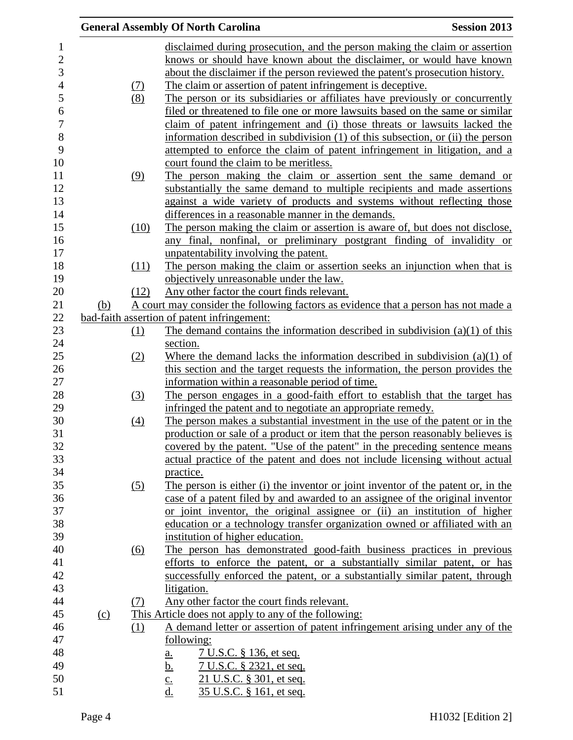disclaimed during prosecution, and the person making the claim or assertion knows or should have known about the disclaimer, or would have known about the disclaimer if the person reviewed the patent's prosecution history.

(7) The claim or assertion of patent infringement is deceptive.

(8) The person or its subsidiaries or affiliates have previously or concurrently filed or threatened to file one or more lawsuits based on the same or similar claim of patent infringement and (i) those threats or lawsuits lacked the information described in subdivision (1) of this subsection, or (ii) the person attempted to enforce the claim of patent infringement in litigation, and a court found the claim to be meritless.

(9) The person making the claim or assertion sent the same demand or substantially the same demand to multiple recipients and made assertions against a wide variety of products and systems without reflecting those differences in a reasonable manner in the demands.

(10) The person making the claim or assertion is aware of, but does not disclose, any final, nonfinal, or preliminary postgrant finding of invalidity or unpatentability involving the patent.

(11) The person making the claim or assertion seeks an injunction when that is objectively unreasonable under the law.

(12) Any other factor the court finds relevant.

(b) A court may consider the following factors as evidence that a person has not made a bad-faith assertion of patent infringement:

(1) The demand contains the information described in subdivision (a)(1) of this section.

(2) Where the demand lacks the information described in subdivision (a)(1) of this section and the target requests the information, the person provides the information within a reasonable period of time.

(3) The person engages in a good-faith effort to establish that the target has infringed the patent and to negotiate an appropriate remedy.

(4) The person makes a substantial investment in the use of the patent or in the production or sale of a product or item that the person reasonably believes is covered by the patent. "Use of the patent" in the preceding sentence means actual practice of the patent and does not include licensing without actual practice.

(5) The person is either (i) the inventor or joint inventor of the patent or, in the case of a patent filed by and awarded to an assignee of the original inventor or joint inventor, the original assignee or (ii) an institution of higher education or a technology transfer organization owned or affiliated with an institution of higher education.

(6) The person has demonstrated good-faith business practices in previous efforts to enforce the patent, or a substantially similar patent, or has successfully enforced the patent, or a substantially similar patent, through litigation.

(7) Any other factor the court finds relevant.

(c) This Article does not apply to any of the following:

(1) A demand letter or assertion of patent infringement arising under any of the following:

a. 7 U.S.C. § 136, et seq.

b. 7 U.S.C. § 2321, et seq.

c. 21 U.S.C. § 301, et seq.

d. 35 U.S.C. § 161, et seq.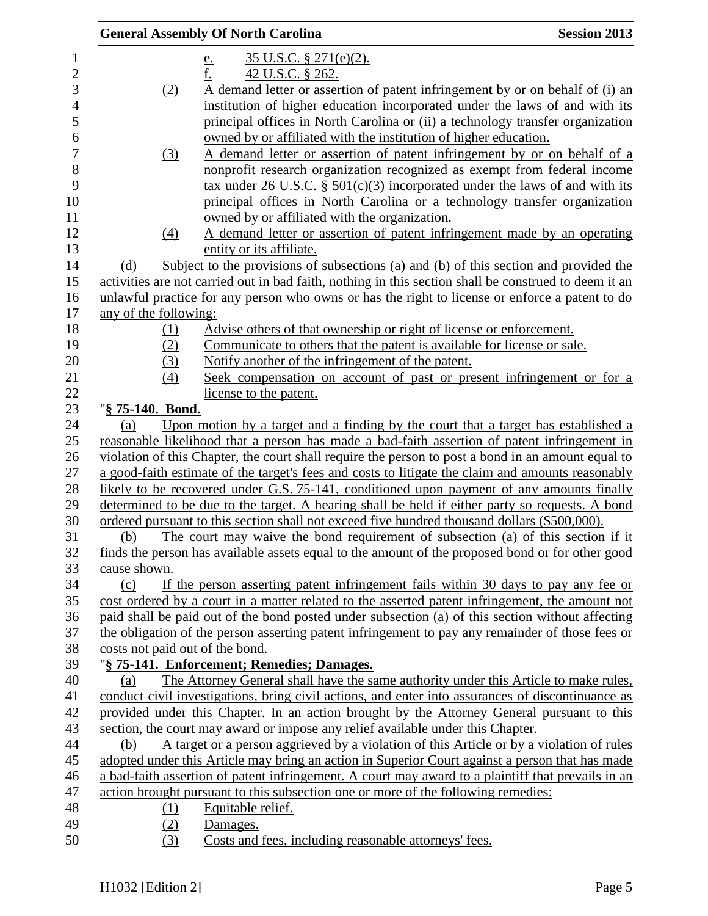e. 35 U.S.C. § 271(e)(2).

f. 42 U.S.C. § 262.

(2) A demand letter or assertion of patent infringement by or on behalf of (i) an institution of higher education incorporated under the laws of and with its principal offices in North Carolina or (ii) a technology transfer organization owned by or affiliated with the institution of higher education.

(3) A demand letter or assertion of patent infringement by or on behalf of a nonprofit research organization recognized as exempt from federal income tax under 26 U.S.C. § 501(c)(3) incorporated under the laws of and with its principal offices in North Carolina or a technology transfer organization owned by or affiliated with the organization.

(4) A demand letter or assertion of patent infringement made by an operating entity or its affiliate.

(d) Subject to the provisions of subsections (a) and (b) of this section and provided the activities are not carried out in bad faith, nothing in this section shall be construed to deem it an unlawful practice for any person who owns or has the right to license or enforce a patent to do any of the following:

(1) Advise others of that ownership or right of license or enforcement.

(2) Communicate to others that the patent is available for license or sale.

(3) Notify another of the infringement of the patent.

(4) Seek compensation on account of past or present infringement or for a license to the patent.

"**§ 75-140. Bond.**

(a) Upon motion by a target and a finding by the court that a target has established a reasonable likelihood that a person has made a bad-faith assertion of patent infringement in violation of this Chapter, the court shall require the person to post a bond in an amount equal to a good-faith estimate of the target's fees and costs to litigate the claim and amounts reasonably likely to be recovered under G.S. 75-141, conditioned upon payment of any amounts finally determined to be due to the target. A hearing shall be held if either party so requests. A bond ordered pursuant to this section shall not exceed five hundred thousand dollars ($500,000).

(b) The court may waive the bond requirement of subsection (a) of this section if it finds the person has available assets equal to the amount of the proposed bond or for other good cause shown.

(c) If the person asserting patent infringement fails within 30 days to pay any fee or cost ordered by a court in a matter related to the asserted patent infringement, the amount not paid shall be paid out of the bond posted under subsection (a) of this section without affecting the obligation of the person asserting patent infringement to pay any remainder of those fees or costs not paid out of the bond.

"**§ 75-141. Enforcement; Remedies; Damages.**

(a) The Attorney General shall have the same authority under this Article to make rules, conduct civil investigations, bring civil actions, and enter into assurances of discontinuance as provided under this Chapter. In an action brought by the Attorney General pursuant to this section, the court may award or impose any relief available under this Chapter.

(b) A target or a person aggrieved by a violation of this Article or by a violation of rules adopted under this Article may bring an action in Superior Court against a person that has made a bad-faith assertion of patent infringement. A court may award to a plaintiff that prevails in an action brought pursuant to this subsection one or more of the following remedies:

(1) Equitable relief.

(2) Damages.

(3) Costs and fees, including reasonable attorneys' fees.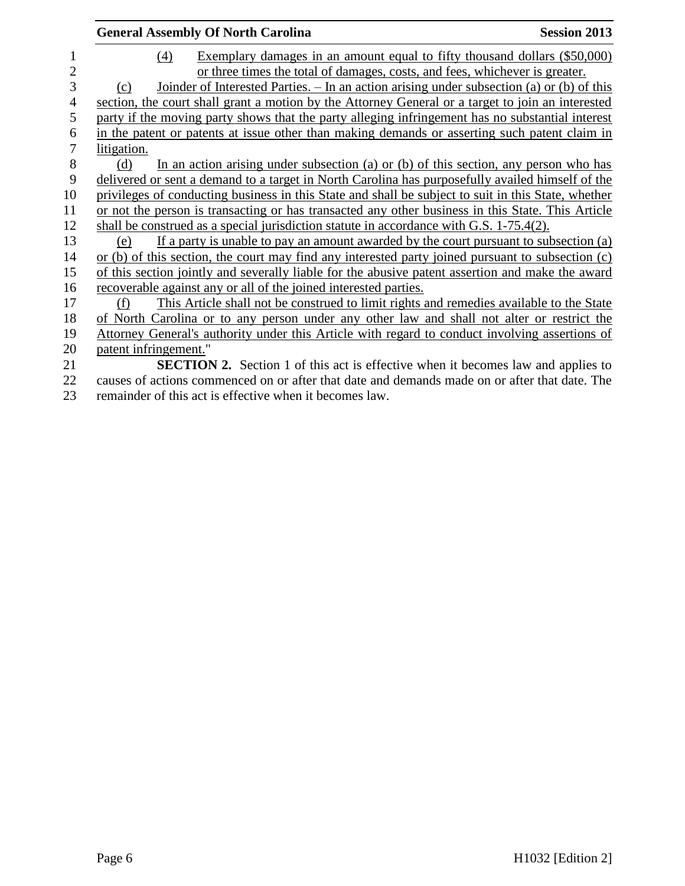(4) Exemplary damages in an amount equal to fifty thousand dollars ($50,000) or three times the total of damages, costs, and fees, whichever is greater.

(c) Joinder of Interested Parties. – In an action arising under subsection (a) or (b) of this section, the court shall grant a motion by the Attorney General or a target to join an interested party if the moving party shows that the party alleging infringement has no substantial interest in the patent or patents at issue other than making demands or asserting such patent claim in litigation.

(d) In an action arising under subsection (a) or (b) of this section, any person who has delivered or sent a demand to a target in North Carolina has purposefully availed himself of the privileges of conducting business in this State and shall be subject to suit in this State, whether or not the person is transacting or has transacted any other business in this State. This Article shall be construed as a special jurisdiction statute in accordance with G.S. 1-75.4(2).

(e) If a party is unable to pay an amount awarded by the court pursuant to subsection (a) or (b) of this section, the court may find any interested party joined pursuant to subsection (c) of this section jointly and severally liable for the abusive patent assertion and make the award recoverable against any or all of the joined interested parties.

(f) This Article shall not be construed to limit rights and remedies available to the State of North Carolina or to any person under any other law and shall not alter or restrict the Attorney General's authority under this Article with regard to conduct involving assertions of patent infringement."

**SECTION 2.** Section 1 of this act is effective when it becomes law and applies to causes of actions commenced on or after that date and demands made on or after that date. The remainder of this act is effective when it becomes law.